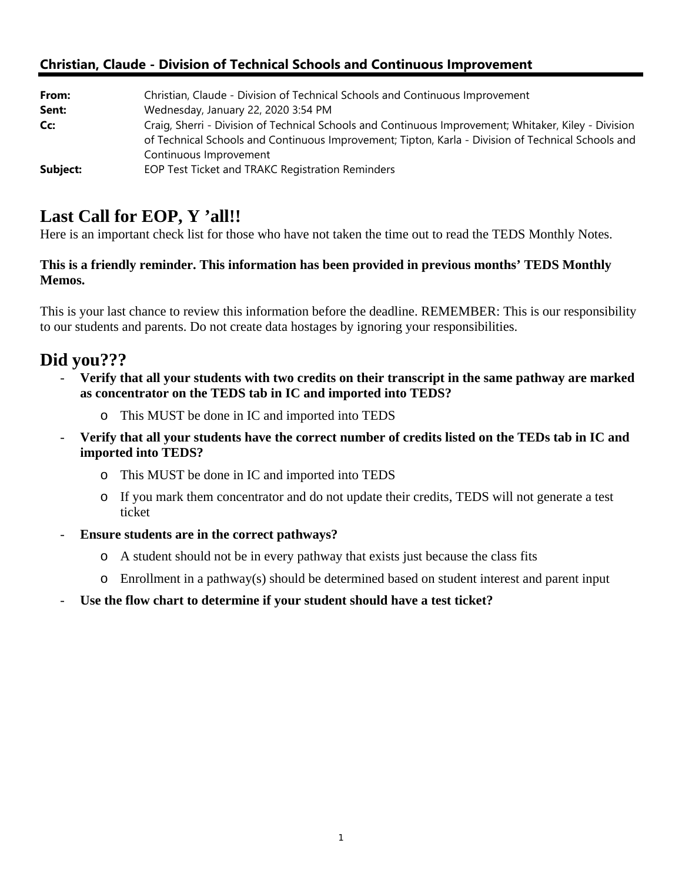## Christian, Claude - Division of Technical Schools and Continuous Improvement

**From:** Christian, Claude - Division of Technical Schools and Continuous Improvement
**Sent:** Wednesday, January 22, 2020 3:54 PM
**Cc:** Craig, Sherri - Division of Technical Schools and Continuous Improvement; Whitaker, Kiley - Division of Technical Schools and Continuous Improvement; Tipton, Karla - Division of Technical Schools and Continuous Improvement
**Subject:** EOP Test Ticket and TRAKC Registration Reminders

# Last Call for EOP, Y 'all!!

Here is an important check list for those who have not taken the time out to read the TEDS Monthly Notes.

**This is a friendly reminder. This information has been provided in previous months' TEDS Monthly Memos.**

This is your last chance to review this information before the deadline. REMEMBER: This is our responsibility to our students and parents. Do not create data hostages by ignoring your responsibilities.

# Did you???

- **Verify that all your students with two credits on their transcript in the same pathway are marked as concentrator on the TEDS tab in IC and imported into TEDS?**
  - This MUST be done in IC and imported into TEDS
- **Verify that all your students have the correct number of credits listed on the TEDs tab in IC and imported into TEDS?**
  - This MUST be done in IC and imported into TEDS
  - If you mark them concentrator and do not update their credits, TEDS will not generate a test ticket
- **Ensure students are in the correct pathways?**
  - A student should not be in every pathway that exists just because the class fits
  - Enrollment in a pathway(s) should be determined based on student interest and parent input
- **Use the flow chart to determine if your student should have a test ticket?**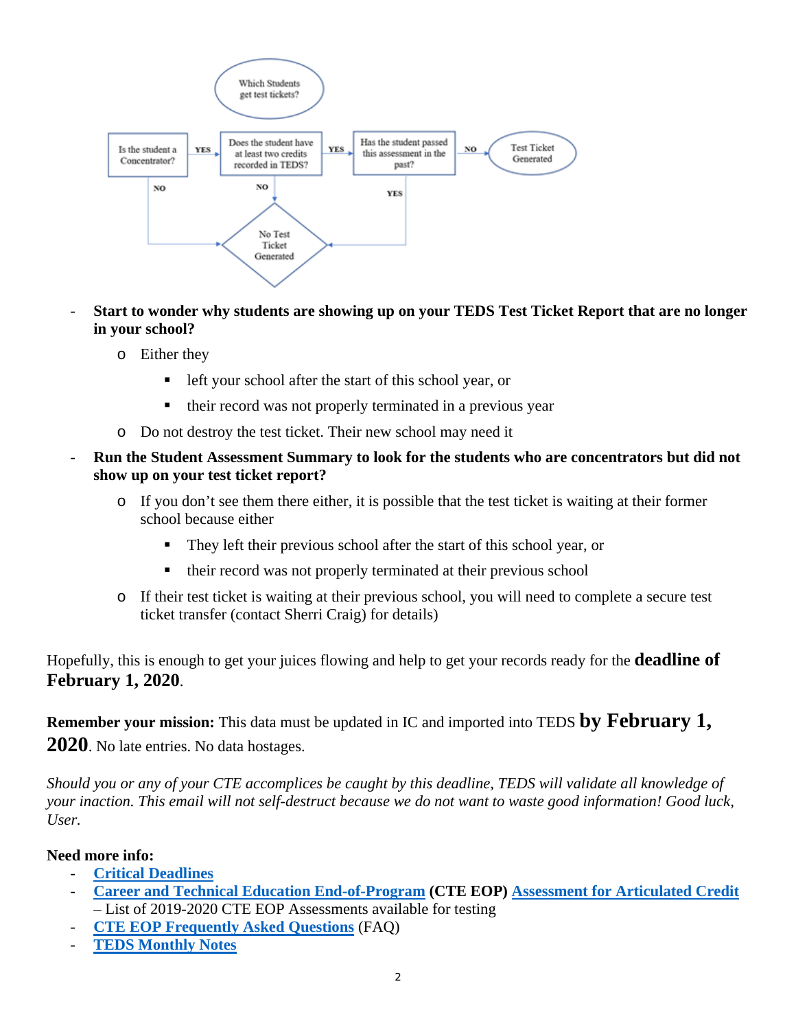Which Students get test tickets?

Is the student a Concentrator? → YES → Does the student have at least two credits recorded in TEDS? → YES → Has the student passed this assessment in the past? → NO → Test Ticket Generated

Is the student a Concentrator? → NO → No Test Ticket Generated

Does the student have at least two credits recorded in TEDS? → NO → No Test Ticket Generated

Has the student passed this assessment in the past? → YES → No Test Ticket Generated

- **Start to wonder why students are showing up on your TEDS Test Ticket Report that are no longer in your school?**
  - Either they
    - left your school after the start of this school year, or
    - their record was not properly terminated in a previous year
  - Do not destroy the test ticket. Their new school may need it
- **Run the Student Assessment Summary to look for the students who are concentrators but did not show up on your test ticket report?**
  - If you don't see them there either, it is possible that the test ticket is waiting at their former school because either
    - They left their previous school after the start of this school year, or
    - their record was not properly terminated at their previous school
  - If their test ticket is waiting at their previous school, you will need to complete a secure test ticket transfer (contact Sherri Craig) for details)

Hopefully, this is enough to get your juices flowing and help to get your records ready for the **deadline of February 1, 2020**.

**Remember your mission:** This data must be updated in IC and imported into TEDS **by February 1, 2020**. No late entries. No data hostages.

*Should you or any of your CTE accomplices be caught by this deadline, TEDS will validate all knowledge of your inaction. This email will not self-destruct because we do not want to waste good information! Good luck, User.*

**Need more info:**

- **Critical Deadlines**
- **Career and Technical Education End-of-Program (CTE EOP) Assessment for Articulated Credit** – List of 2019-2020 CTE EOP Assessments available for testing
- **CTE EOP Frequently Asked Questions** (FAQ)
- **TEDS Monthly Notes**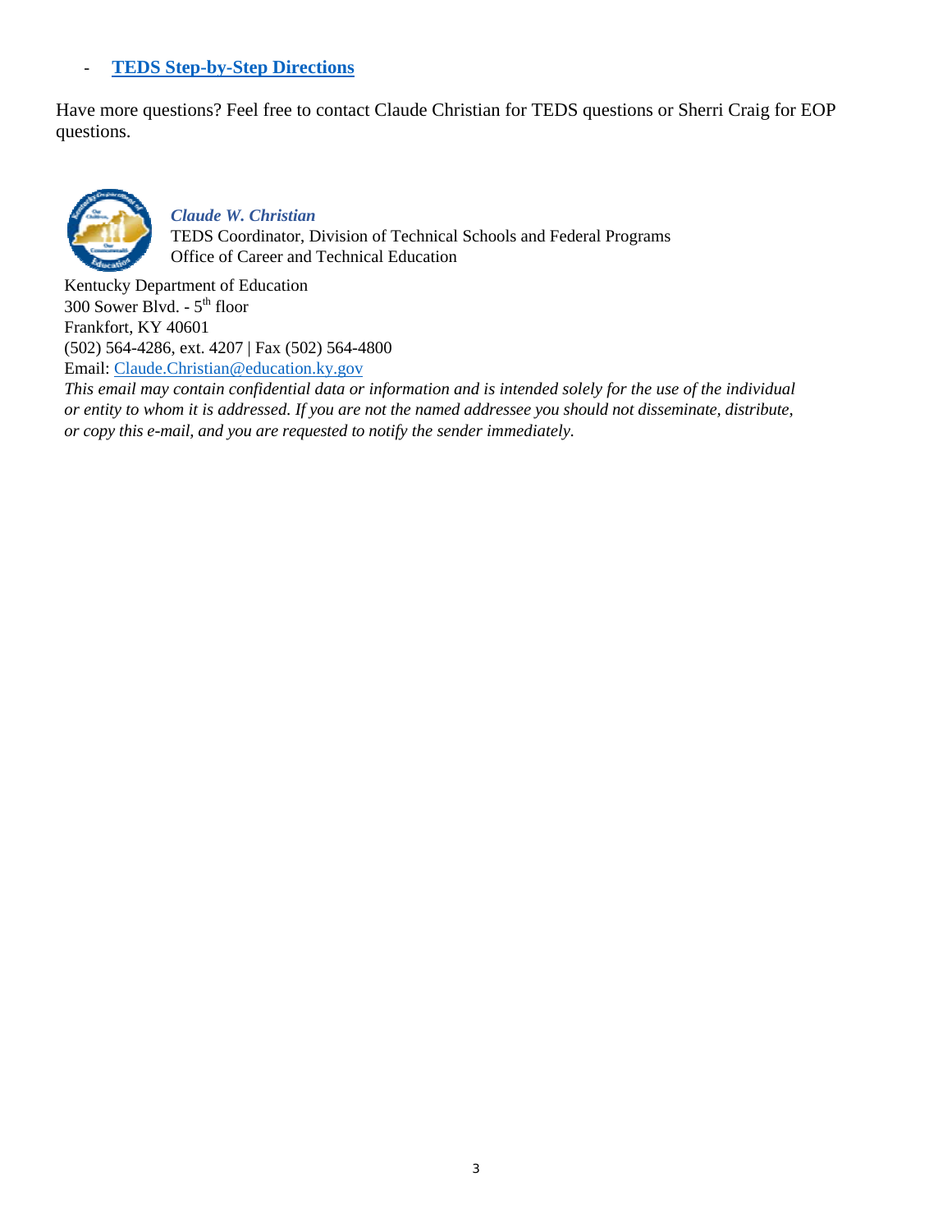- **TEDS Step-by-Step Directions**

Have more questions? Feel free to contact Claude Christian for TEDS questions or Sherri Craig for EOP questions.

***Claude W. Christian***
TEDS Coordinator, Division of Technical Schools and Federal Programs
Office of Career and Technical Education

Kentucky Department of Education
300 Sower Blvd. - 5th floor
Frankfort, KY 40601
(502) 564-4286, ext. 4207 | Fax (502) 564-4800
Email: Claude.Christian@education.ky.gov
*This email may contain confidential data or information and is intended solely for the use of the individual or entity to whom it is addressed. If you are not the named addressee you should not disseminate, distribute, or copy this e-mail, and you are requested to notify the sender immediately.*